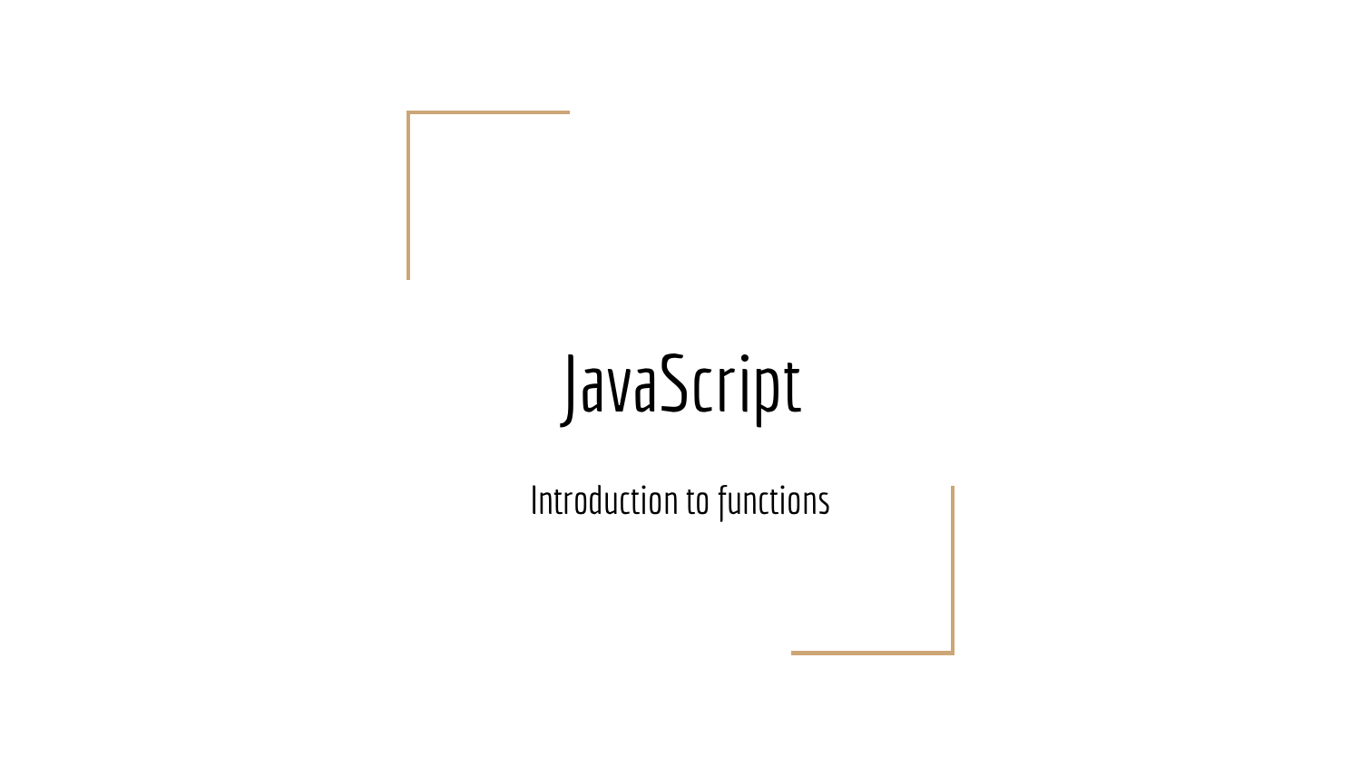# JavaScript

Introduction to functions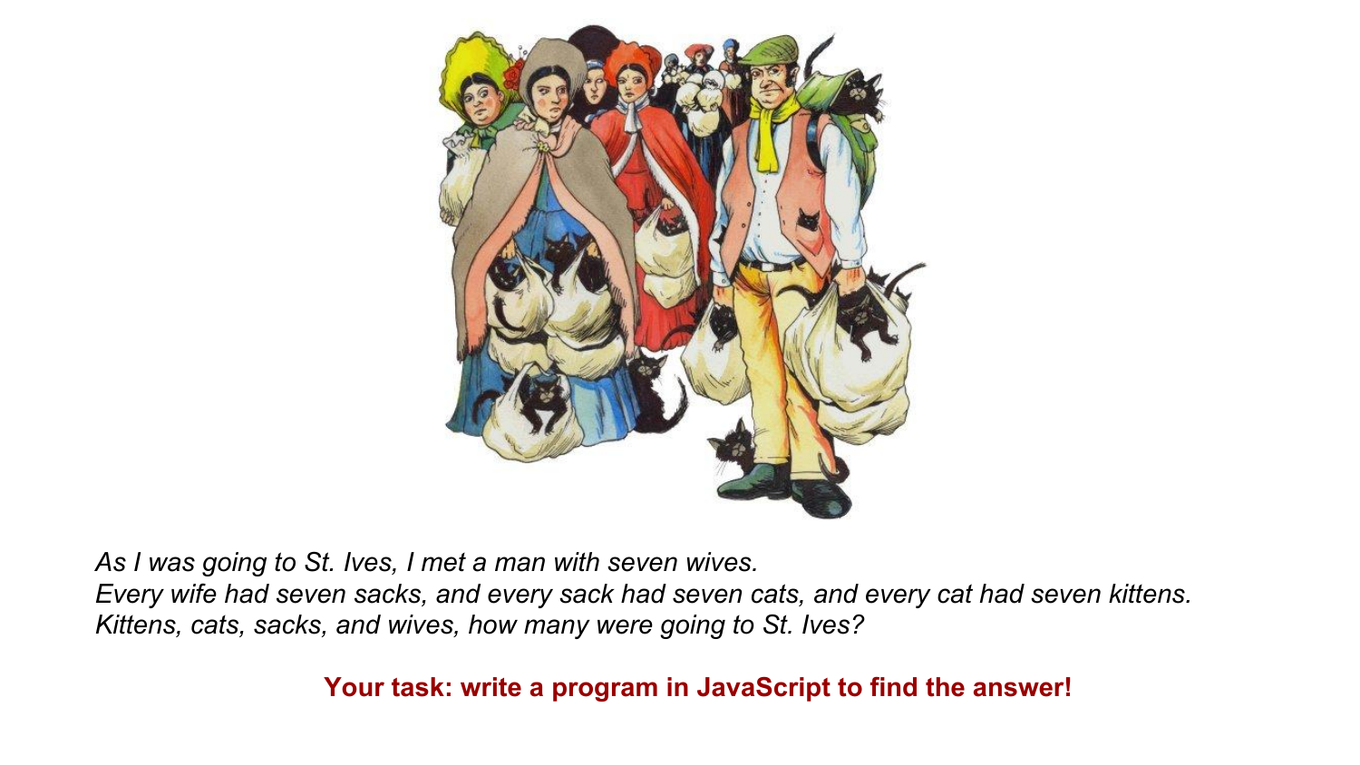*As I was going to St. Ives, I met a man with seven wives.*
*Every wife had seven sacks, and every sack had seven cats, and every cat had seven kittens.*
*Kittens, cats, sacks, and wives, how many were going to St. Ives?*

**Your task: write a program in JavaScript to find the answer!**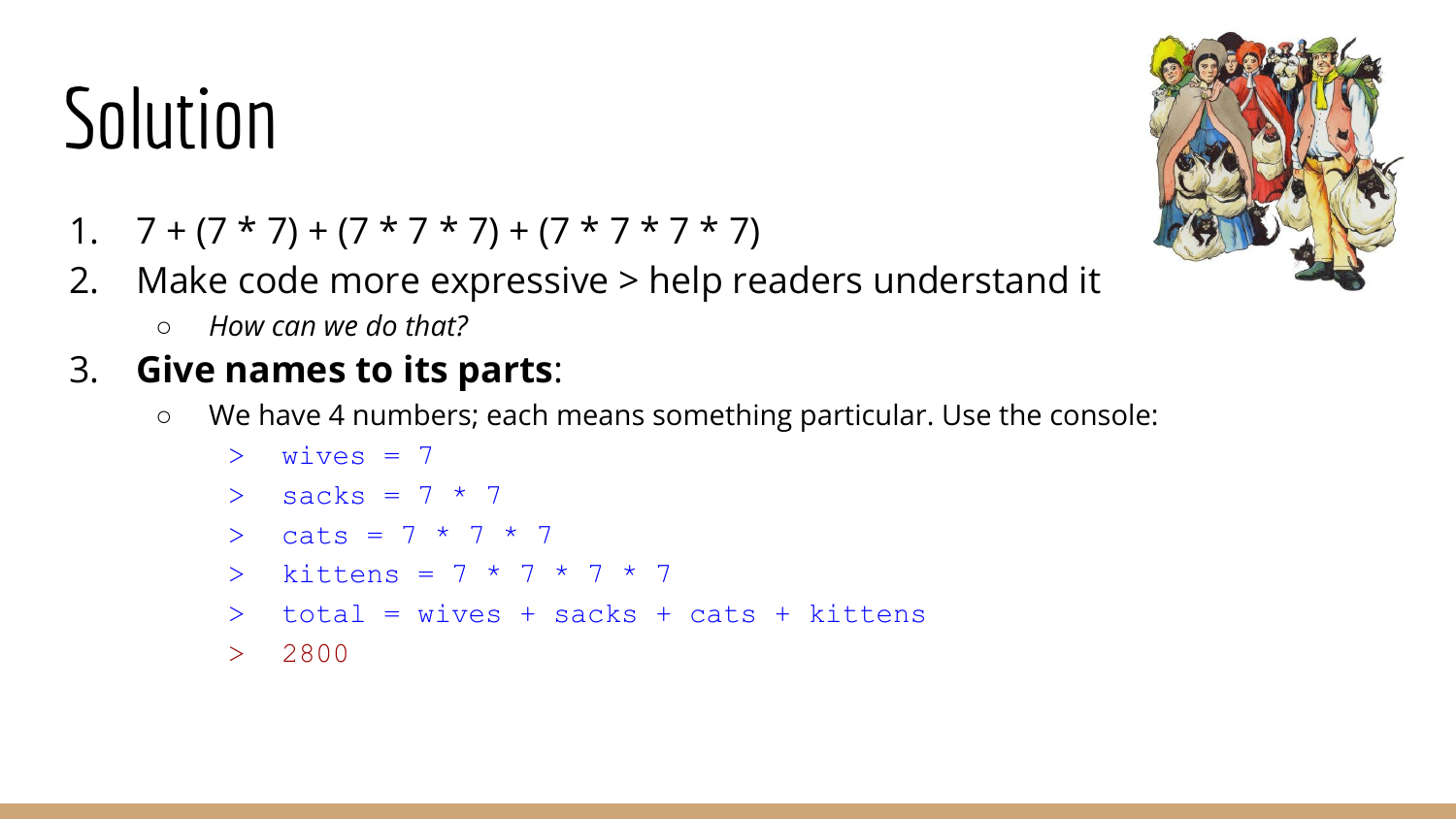# Solution

1. 7 + (7 * 7) + (7 * 7 * 7) + (7 * 7 * 7 * 7)
2. Make code more expressive > help readers understand it
   - *How can we do that?*
3. **Give names to its parts**:
   - We have 4 numbers; each means something particular. Use the console:

```
>  wives = 7
>  sacks = 7 * 7
>  cats = 7 * 7 * 7
>  kittens = 7 * 7 * 7 * 7
>  total = wives + sacks + cats + kittens
>  2800
```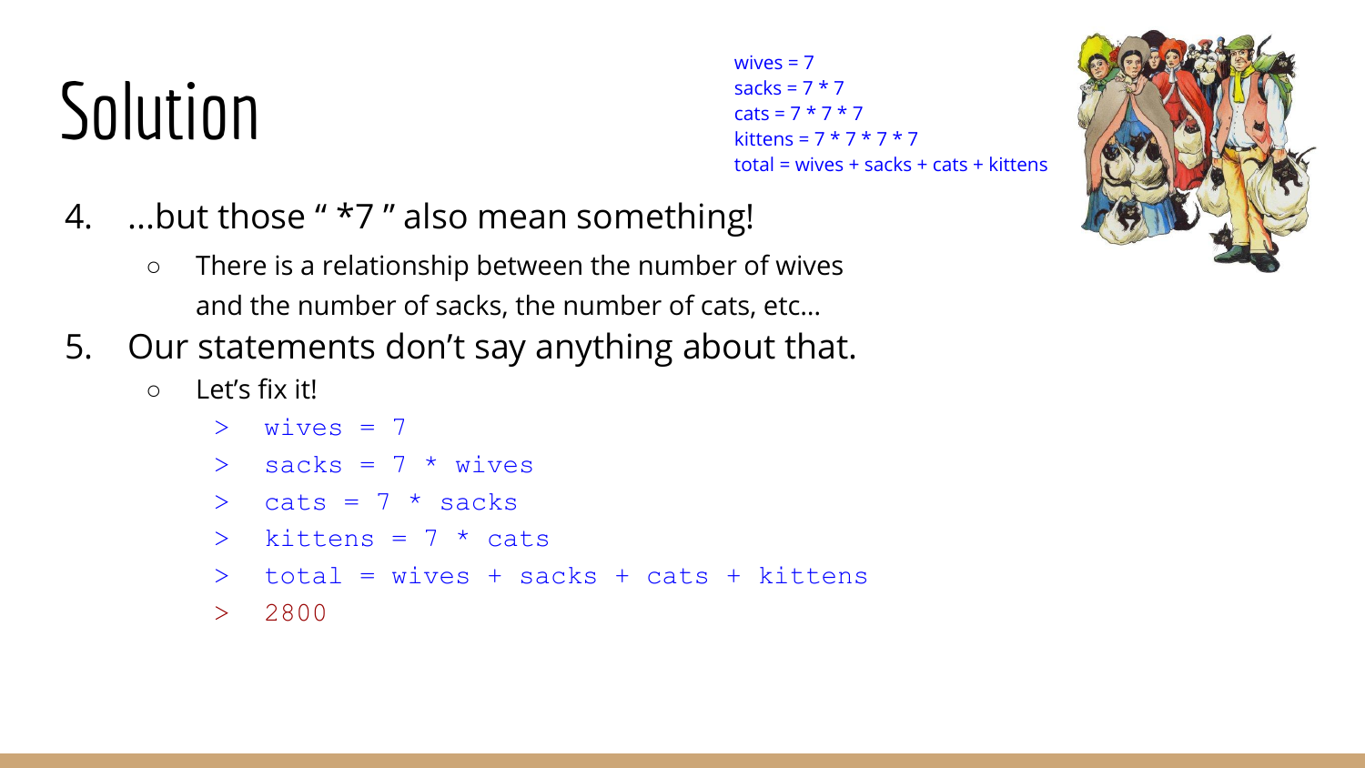# Solution

```
wives = 7
sacks = 7 * 7
cats = 7 * 7 * 7
kittens = 7 * 7 * 7 * 7
total = wives + sacks + cats + kittens
```

4. ...but those " *7 " also mean something!
   - There is a relationship between the number of wives and the number of sacks, the number of cats, etc...
5. Our statements don't say anything about that.
   - Let's fix it!

```
> wives = 7
> sacks = 7 * wives
> cats = 7 * sacks
> kittens = 7 * cats
> total = wives + sacks + cats + kittens
> 2800
```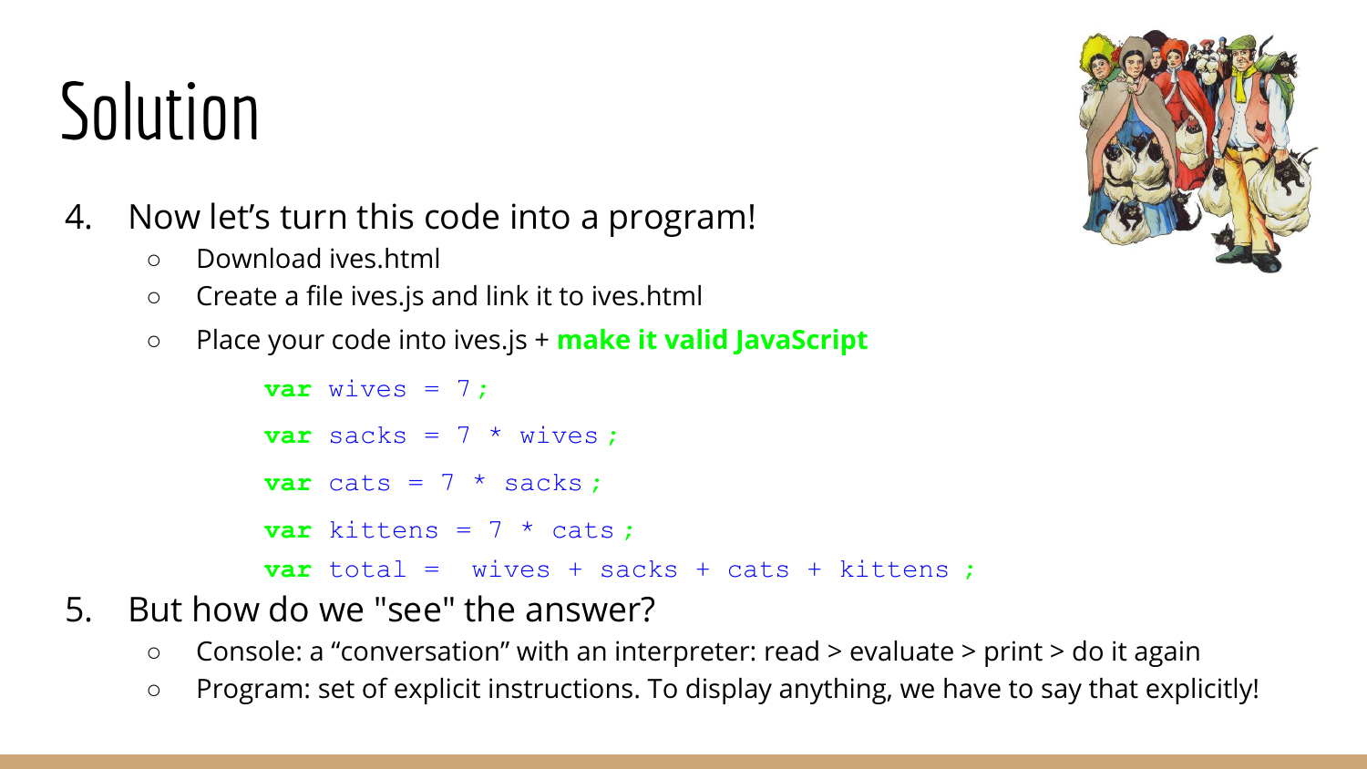# Solution

4. Now let's turn this code into a program!
   - Download ives.html
   - Create a file ives.js and link it to ives.html
   - Place your code into ives.js + **make it valid JavaScript**

```
var wives = 7;
var sacks = 7 * wives;
var cats = 7 * sacks;
var kittens = 7 * cats;
var total =  wives + sacks + cats + kittens ;
```

5. But how do we "see" the answer?
   - Console: a "conversation" with an interpreter: read > evaluate > print > do it again
   - Program: set of explicit instructions. To display anything, we have to say that explicitly!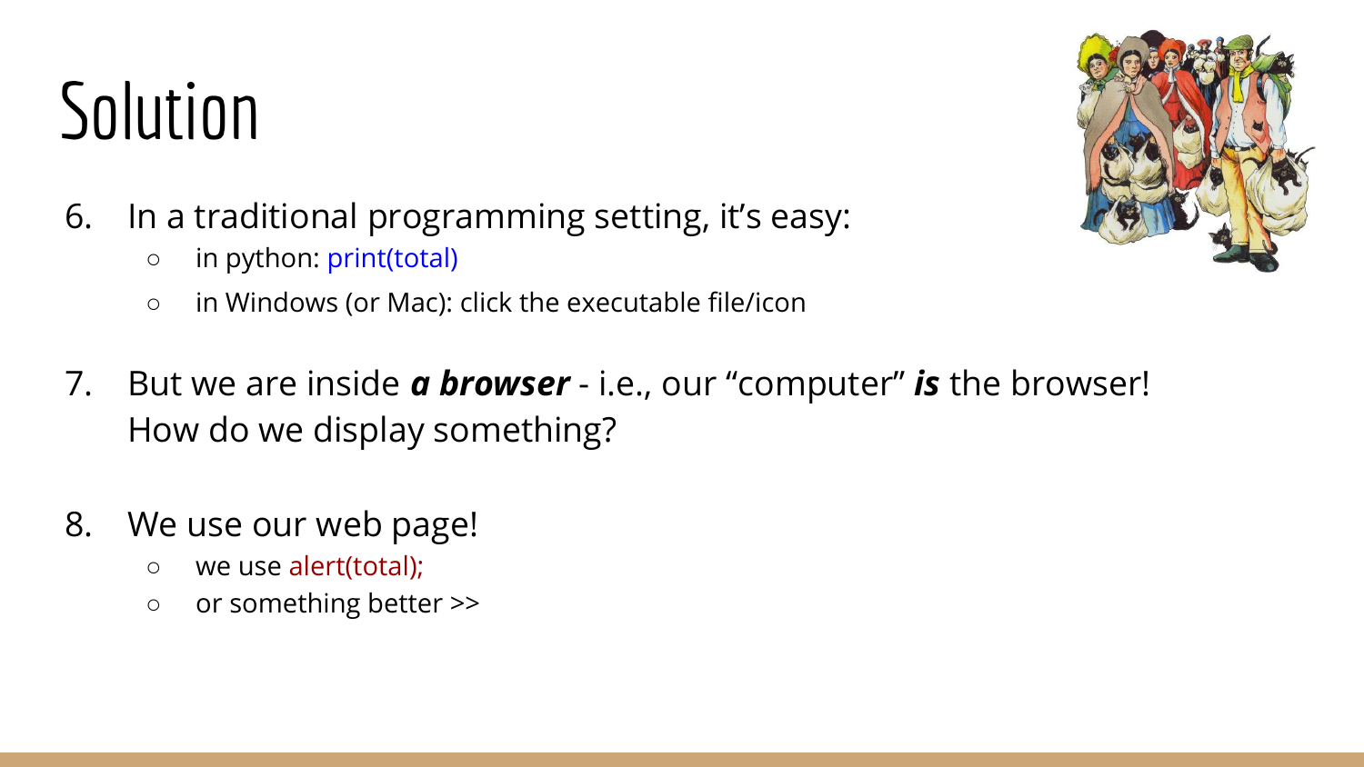# Solution

6. In a traditional programming setting, it's easy:
   - in python: print(total)
   - in Windows (or Mac): click the executable file/icon

7. But we are inside ***a browser*** - i.e., our "computer" ***is*** the browser! How do we display something?

8. We use our web page!
   - we use alert(total);
   - or something better >>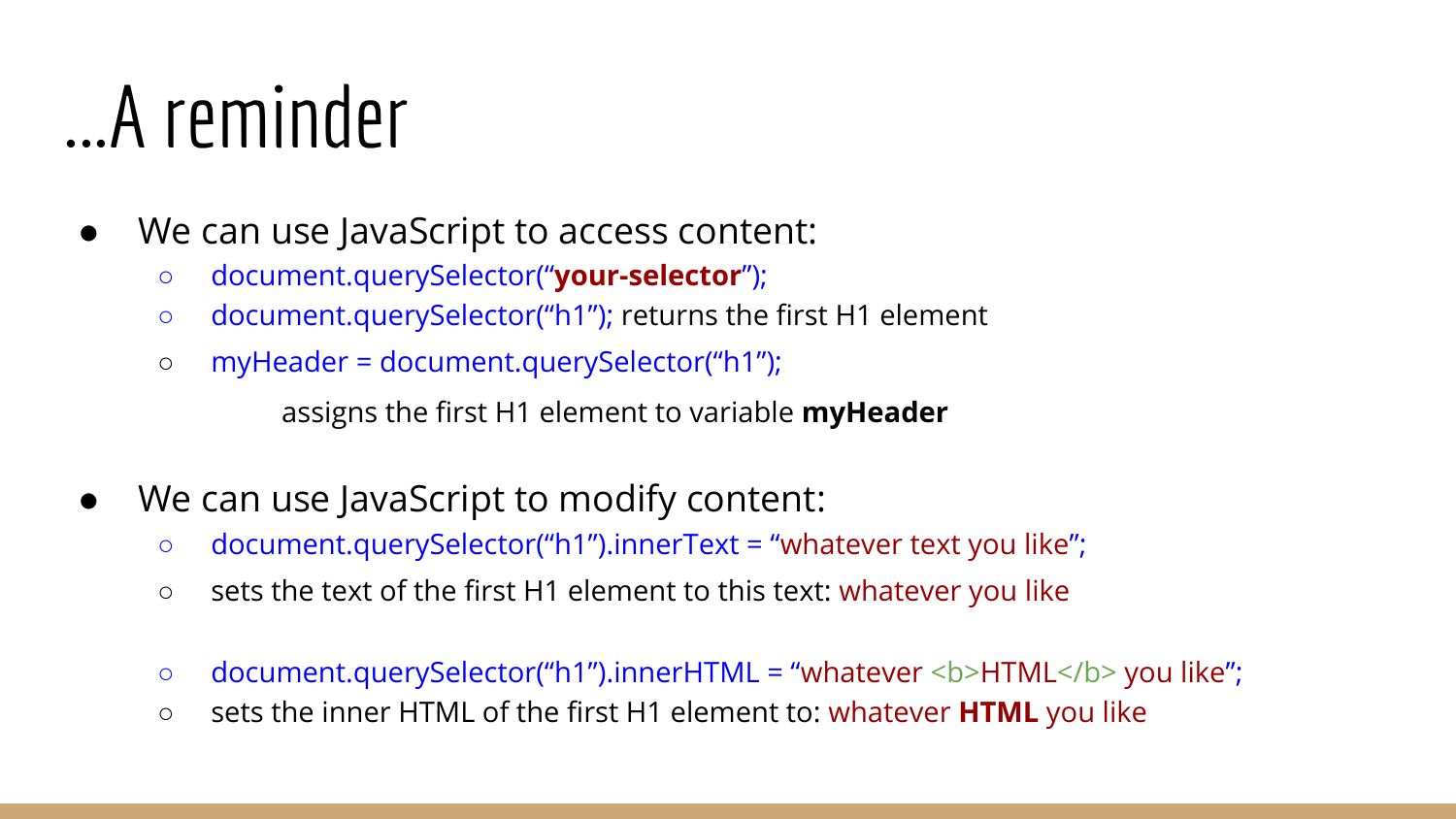# ...A reminder

- We can use JavaScript to access content:
  - document.querySelector(“**your-selector**”);
  - document.querySelector(“h1”); returns the first H1 element
  - myHeader = document.querySelector(“h1”);

    assigns the first H1 element to variable **myHeader**

- We can use JavaScript to modify content:
  - document.querySelector(“h1”).innerText = “whatever text you like”;
  - sets the text of the first H1 element to this text: whatever you like
  - document.querySelector(“h1”).innerHTML = “whatever <b>HTML</b> you like”;
  - sets the inner HTML of the first H1 element to: whatever **HTML** you like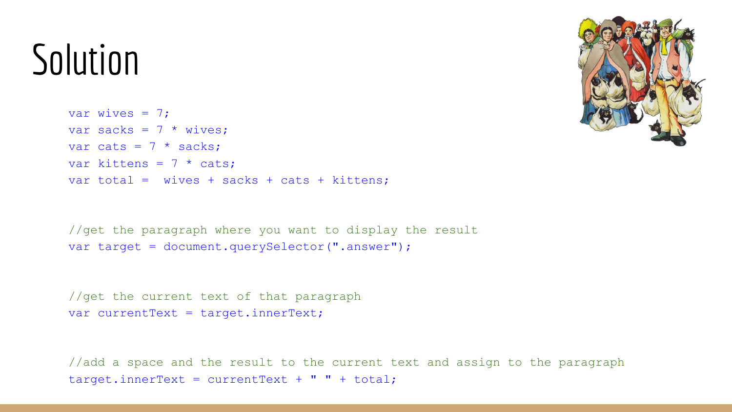# Solution

```
var wives = 7;
var sacks = 7 * wives;
var cats = 7 * sacks;
var kittens = 7 * cats;
var total =  wives + sacks + cats + kittens;


//get the paragraph where you want to display the result
var target = document.querySelector(".answer");


//get the current text of that paragraph
var currentText = target.innerText;


//add a space and the result to the current text and assign to the paragraph
target.innerText = currentText + " " + total;
```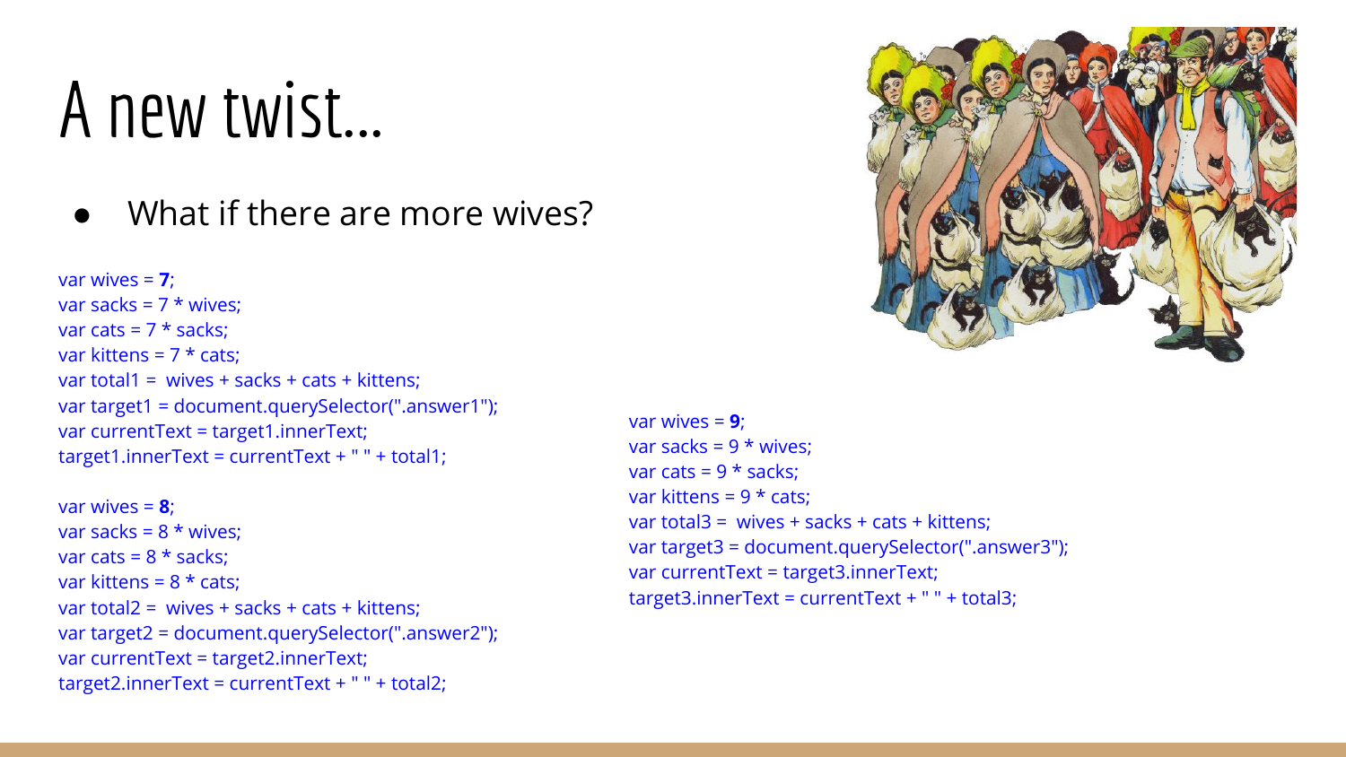# A new twist...

- What if there are more wives?

```
var wives = 7;
var sacks = 7 * wives;
var cats = 7 * sacks;
var kittens = 7 * cats;
var total1 =  wives + sacks + cats + kittens;
var target1 = document.querySelector(".answer1");
var currentText = target1.innerText;
target1.innerText = currentText + " " + total1;

var wives = 8;
var sacks = 8 * wives;
var cats = 8 * sacks;
var kittens = 8 * cats;
var total2 =  wives + sacks + cats + kittens;
var target2 = document.querySelector(".answer2");
var currentText = target2.innerText;
target2.innerText = currentText + " " + total2;
```

```
var wives = 9;
var sacks = 9 * wives;
var cats = 9 * sacks;
var kittens = 9 * cats;
var total3 =  wives + sacks + cats + kittens;
var target3 = document.querySelector(".answer3");
var currentText = target3.innerText;
target3.innerText = currentText + " " + total3;
```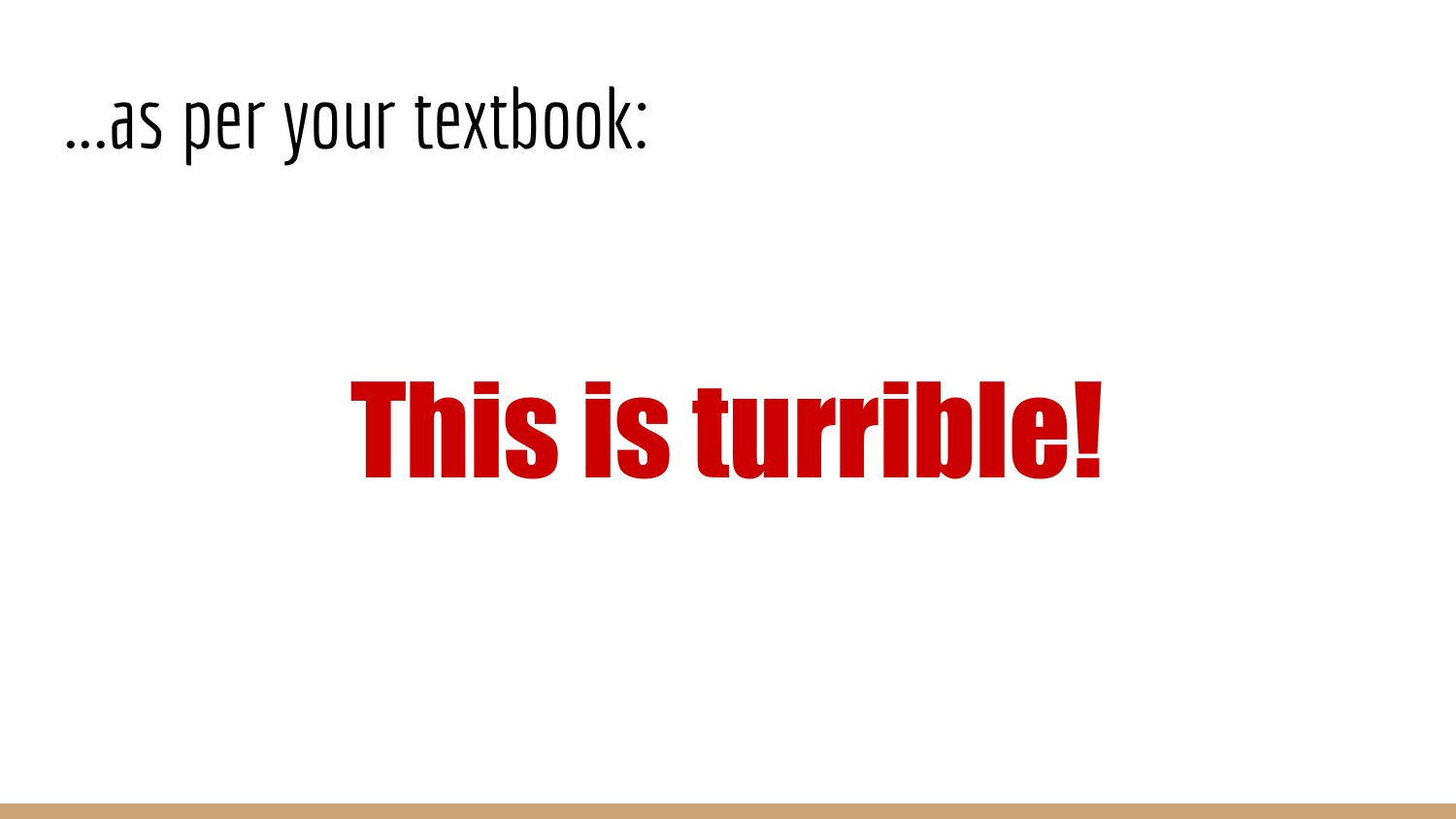# ...as per your textbook:

**This is turrible!**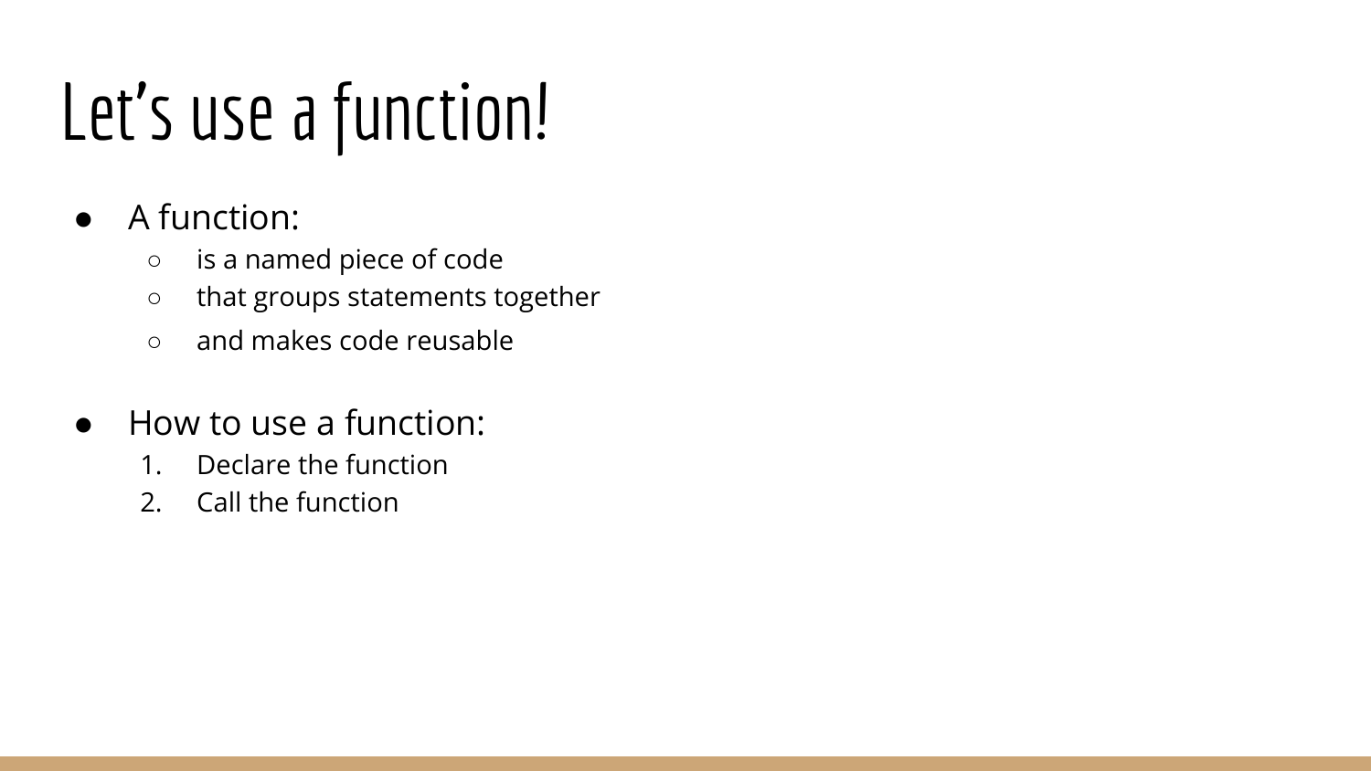# Let's use a function!

- A function:
  - is a named piece of code
  - that groups statements together
  - and makes code reusable

- How to use a function:
  1. Declare the function
  2. Call the function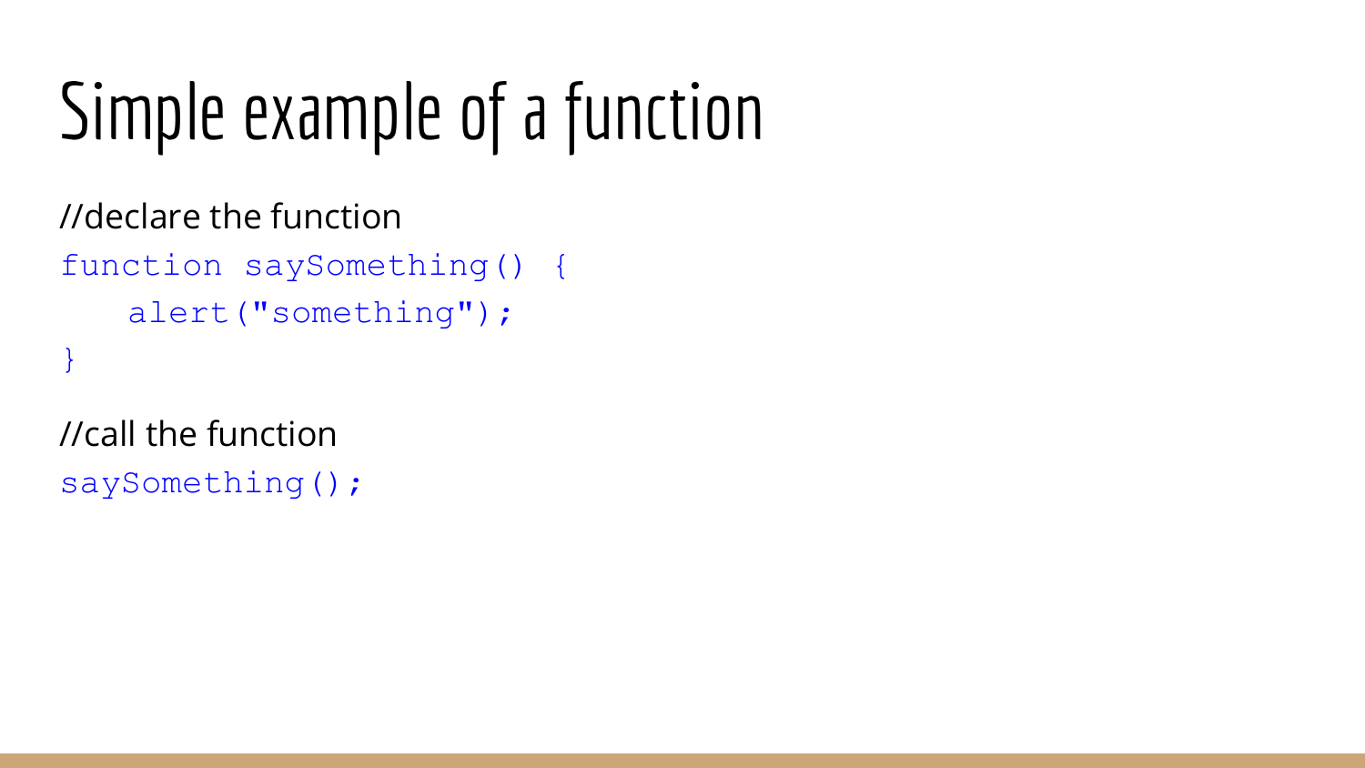# Simple example of a function

//declare the function

```
function saySomething() {
   alert("something");
}
```

//call the function

```
saySomething();
```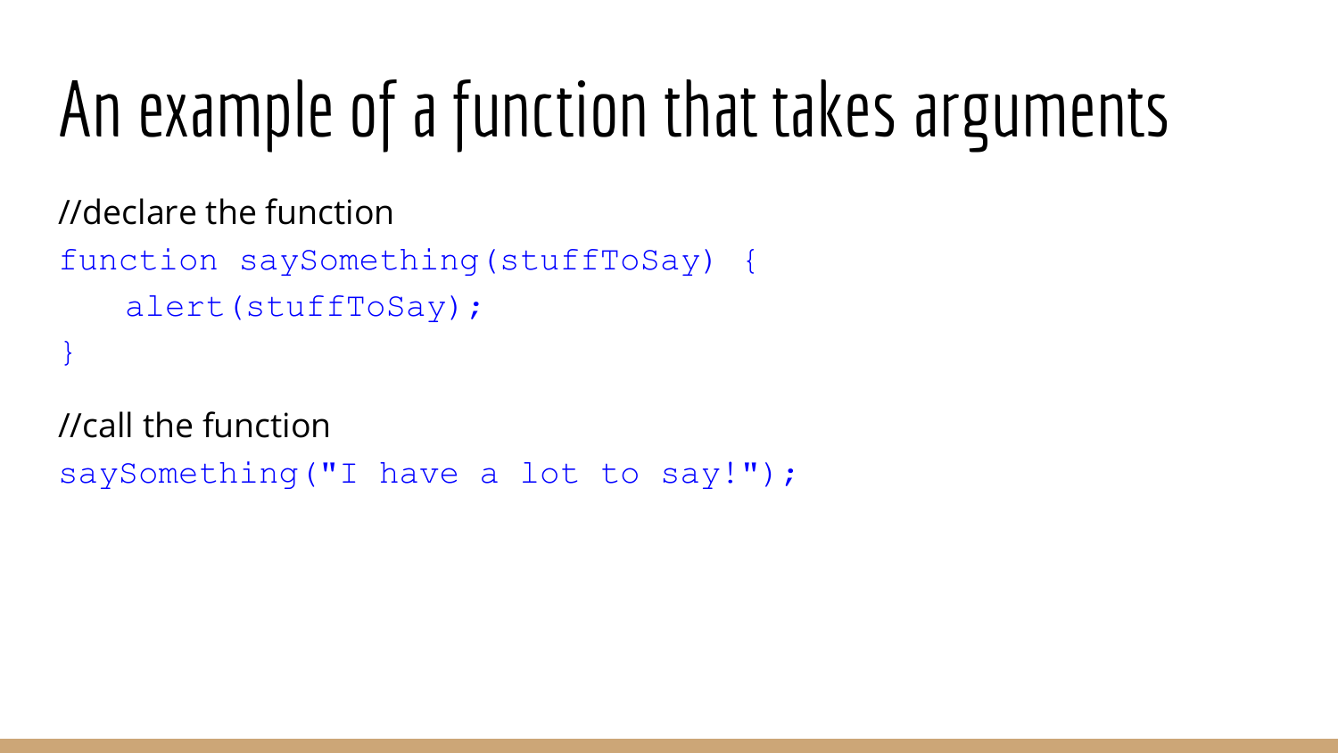# An example of a function that takes arguments

//declare the function

```
function saySomething(stuffToSay) {
   alert(stuffToSay);
}
```

//call the function

```
saySomething("I have a lot to say!");
```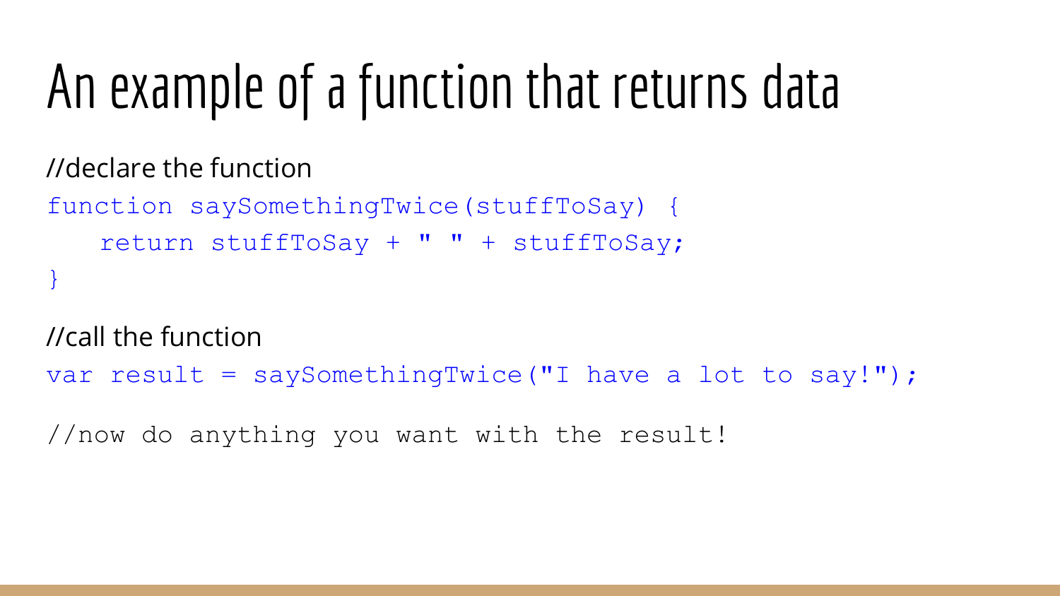# An example of a function that returns data

//declare the function

```
function saySomethingTwice(stuffToSay) {
    return stuffToSay + " " + stuffToSay;
}
```

//call the function

```
var result = saySomethingTwice("I have a lot to say!");
```

```
//now do anything you want with the result!
```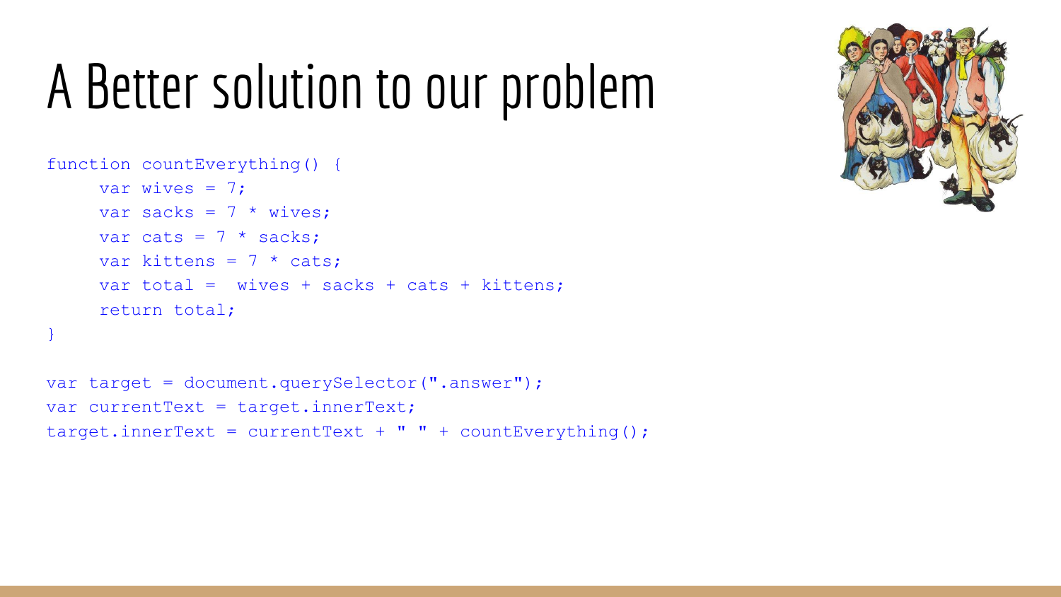# A Better solution to our problem

```
function countEverything() {
     var wives = 7;
     var sacks = 7 * wives;
     var cats = 7 * sacks;
     var kittens = 7 * cats;
     var total =  wives + sacks + cats + kittens;
     return total;
}

var target = document.querySelector(".answer");
var currentText = target.innerText;
target.innerText = currentText + " " + countEverything();
```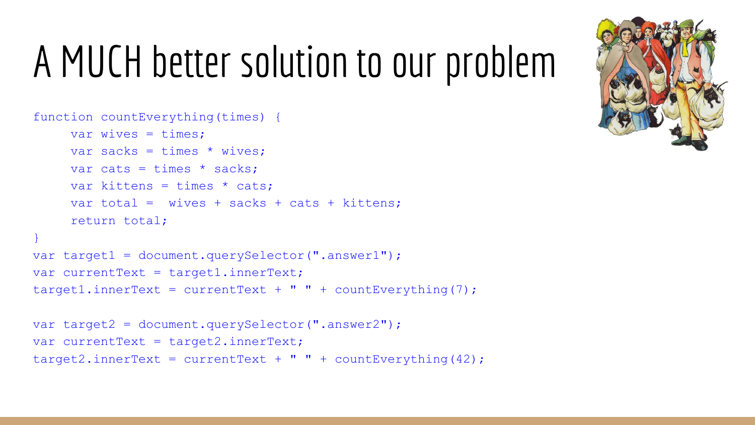# A MUCH better solution to our problem

```
function countEverything(times) {
     var wives = times;
     var sacks = times * wives;
     var cats = times * sacks;
     var kittens = times * cats;
     var total =  wives + sacks + cats + kittens;
     return total;
}
var target1 = document.querySelector(".answer1");
var currentText = target1.innerText;
target1.innerText = currentText + " " + countEverything(7);

var target2 = document.querySelector(".answer2");
var currentText = target2.innerText;
target2.innerText = currentText + " " + countEverything(42);
```